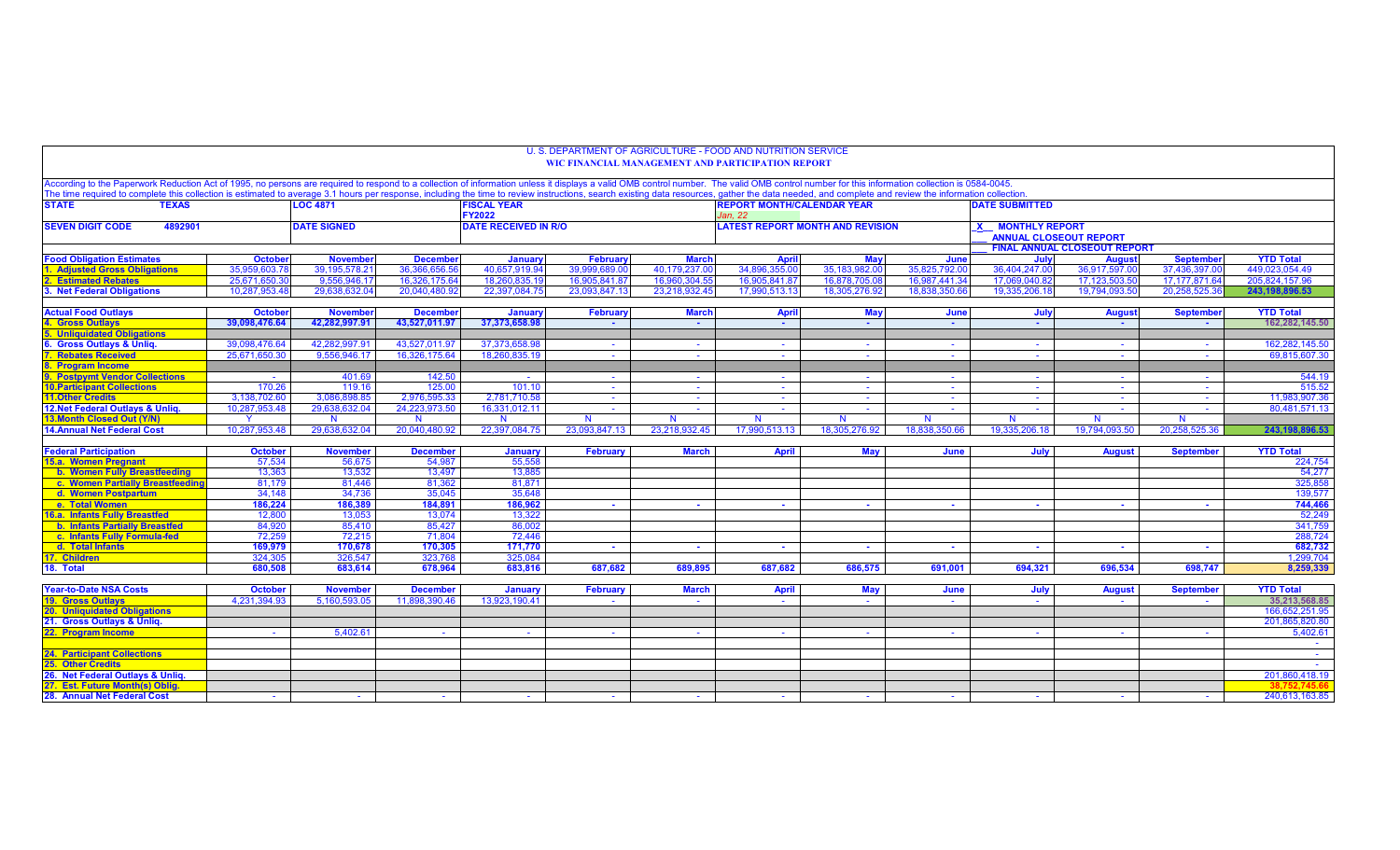# U. S. DEPARTMENT OF AGRICULTURE - FOOD AND NUTRITION SERVICE

## WIC FINANCIAL MANAGEMENT AND PARTICIPATION REPORT

According to the Paperwork Reduction Act of 1995, no persons are required to respond to a collection of information unless it displays a valid OMB control number. The valid OMB control number for this information collection is 0584-0045.
The time required to complete this collection is estimated to average 3.1 hours per response, including the time to review instructions, search existing data resources, gather the data needed, and complete and review the information collection.

| STATE TEXAS | LOC 4871 | FISCAL YEAR FY2022 | REPORT MONTH/CALENDAR YEAR Jan. 22 | DATE SUBMITTED |
|---|---|---|---|---|
| SEVEN DIGIT CODE 4892901 | DATE SIGNED | DATE RECEIVED IN R/O | LATEST REPORT MONTH AND REVISION | X MONTHLY REPORT<br>___ ANNUAL CLOSEOUT REPORT<br>___ FINAL ANNUAL CLOSEOUT REPORT |

| Food Obligation Estimates | October | November | December | January | February | March | April | May | June | July | August | September | YTD Total |
|---|---|---|---|---|---|---|---|---|---|---|---|---|---|
| 1. Adjusted Gross Obligations | 35,959,603.78 | 39,195,578.21 | 36,366,656.56 | 40,657,919.94 | 39,999,689.00 | 40,179,237.00 | 34,896,355.00 | 35,183,982.00 | 35,825,792.00 | 36,404,247.00 | 36,917,597.00 | 37,436,397.00 | 449,023,054.49 |
| 2. Estimated Rebates | 25,671,650.30 | 9,556,946.17 | 16,326,175.64 | 18,260,835.19 | 16,905,841.87 | 16,960,304.55 | 16,905,841.87 | 16,878,705.08 | 16,987,441.34 | 17,069,040.82 | 17,123,503.50 | 17,177,871.64 | 205,824,157.96 |
| 3. Net Federal Obligations | 10,287,953.48 | 29,638,632.04 | 20,040,480.92 | 22,397,084.75 | 23,093,847.13 | 23,218,932.45 | 17,990,513.13 | 18,305,276.92 | 18,838,350.66 | 19,335,206.18 | 19,794,093.50 | 20,258,525.36 | 243,198,896.53 |

| Actual Food Outlays | October | November | December | January | February | March | April | May | June | July | August | September | YTD Total |
|---|---|---|---|---|---|---|---|---|---|---|---|---|---|
| 4. Gross Outlays | 39,098,476.64 | 42,282,997.91 | 43,527,011.97 | 37,373,658.98 | - | - | - | - | - | - | - | - | 162,282,145.50 |
| 5. Unliquidated Obligations | | | | | | | | | | | | | |
| 6. Gross Outlays & Unliq. | 39,098,476.64 | 42,282,997.91 | 43,527,011.97 | 37,373,658.98 | - | - | - | - | - | - | - | - | 162,282,145.50 |
| 7. Rebates Received | 25,671,650.30 | 9,556,946.17 | 16,326,175.64 | 18,260,835.19 | - | - | - | - | - | - | - | - | 69,815,607.30 |
| 8. Program Income | | | | | | | | | | | | | |
| 9. Postpymt Vendor Collections | - | 401.69 | 142.50 | - | - | - | - | - | - | - | - | - | 544.19 |
| 10.Participant Collections | 170.26 | 119.16 | 125.00 | 101.10 | - | - | - | - | - | - | - | - | 515.52 |
| 11.Other Credits | 3,138,702.60 | 3,086,898.85 | 2,976,595.33 | 2,781,710.58 | - | - | - | - | - | - | - | - | 11,983,907.36 |
| 12.Net Federal Outlays & Unliq. | 10,287,953.48 | 29,638,632.04 | 24,223,973.50 | 16,331,012.11 | - | - | - | - | - | - | - | - | 80,481,571.13 |
| 13.Month Closed Out (Y/N) | Y | N | N | N | N | N | N | N | N | N | N | N | |
| 14.Annual Net Federal Cost | 10,287,953.48 | 29,638,632.04 | 20,040,480.92 | 22,397,084.75 | 23,093,847.13 | 23,218,932.45 | 17,990,513.13 | 18,305,276.92 | 18,838,350.66 | 19,335,206.18 | 19,794,093.50 | 20,258,525.36 | 243,198,896.53 |

| Federal Participation | October | November | December | January | February | March | April | May | June | July | August | September | YTD Total |
|---|---|---|---|---|---|---|---|---|---|---|---|---|---|
| 15.a. Women Pregnant | 57,534 | 56,675 | 54,987 | 55,558 | | | | | | | | | 224,754 |
| b. Women Fully Breastfeeding | 13,363 | 13,532 | 13,497 | 13,885 | | | | | | | | | 54,277 |
| c. Women Partially Breastfeeding | 81,179 | 81,446 | 81,362 | 81,871 | | | | | | | | | 325,858 |
| d. Women Postpartum | 34,148 | 34,736 | 35,045 | 35,648 | | | | | | | | | 139,577 |
| e. Total Women | 186,224 | 186,389 | 184,891 | 186,962 | - | - | - | - | - | - | - | - | 744,466 |
| 16.a. Infants Fully Breastfed | 12,800 | 13,053 | 13,074 | 13,322 | | | | | | | | | 52,249 |
| b. Infants Partially Breastfed | 84,920 | 85,410 | 85,427 | 86,002 | | | | | | | | | 341,759 |
| c. Infants Fully Formula-fed | 72,259 | 72,215 | 71,804 | 72,446 | | | | | | | | | 288,724 |
| d. Total Infants | 169,979 | 170,678 | 170,305 | 171,770 | - | - | - | - | - | - | - | - | 682,732 |
| 17. Children | 324,305 | 326,547 | 323,768 | 325,084 | | | | | | | | | 1,299,704 |
| 18. Total | 680,508 | 683,614 | 678,964 | 683,816 | 687,682 | 689,895 | 687,682 | 686,575 | 691,001 | 694,321 | 696,534 | 698,747 | 8,259,339 |

| Year-to-Date NSA Costs | October | November | December | January | February | March | April | May | June | July | August | September | YTD Total |
|---|---|---|---|---|---|---|---|---|---|---|---|---|---|
| 19. Gross Outlays | 4,231,394.93 | 5,160,593.05 | 11,898,390.46 | 13,923,190.41 | - | - | - | - | - | - | - | - | 35,213,568.85 |
| 20. Unliquidated Obligations | | | | | | | | | | | | | 166,652,251.95 |
| 21. Gross Outlays & Unliq. | | | | | | | | | | | | | 201,865,820.80 |
| 22. Program Income | - | 5,402.61 | - | - | - | - | - | - | - | - | - | - | 5,402.61 |
| | | | | | | | | | | | | | - |
| 24. Participant Collections | | | | | | | | | | | | | - |
| 25. Other Credits | | | | | | | | | | | | | - |
| 26. Net Federal Outlays & Unliq. | | | | | | | | | | | | | 201,860,418.19 |
| 27. Est. Future Month(s) Oblig. | | | | | | | | | | | | | 38,752,745.66 |
| 28. Annual Net Federal Cost | - | - | - | - | - | - | - | - | - | - | - | - | 240,613,163.85 |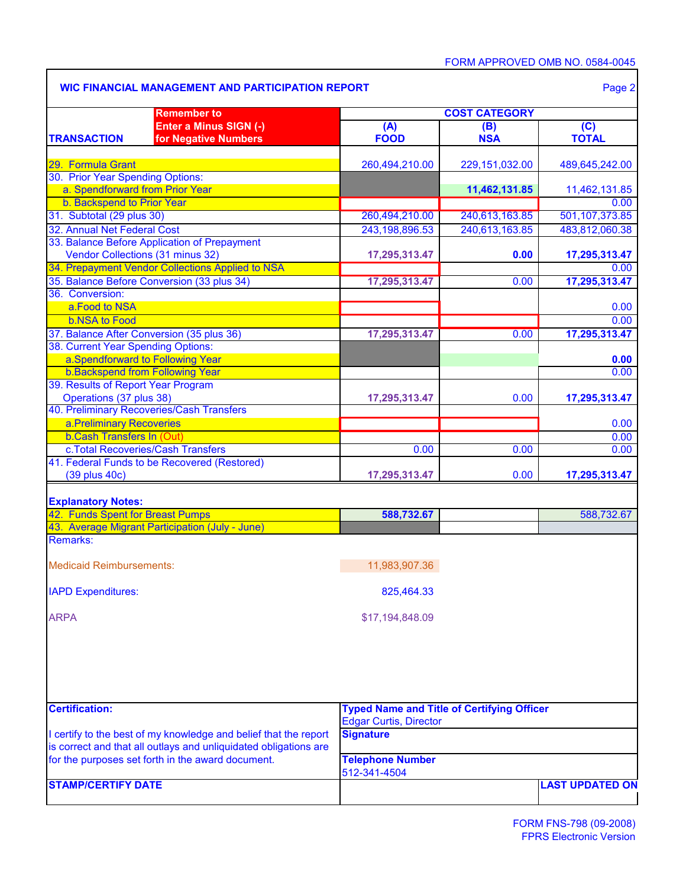FORM APPROVED OMB NO. 0584-0045

## WIC FINANCIAL MANAGEMENT AND PARTICIPATION REPORT

Page 2

| TRANSACTION | Remember to Enter a Minus SIGN (-) for Negative Numbers | COST CATEGORY (A) FOOD | (B) NSA | (C) TOTAL |
|---|---|---|---|---|
| 29. Formula Grant | | 260,494,210.00 | 229,151,032.00 | 489,645,242.00 |
| 30. Prior Year Spending Options: | | | | |
| a. Spendforward from Prior Year | | | **11,462,131.85** | 11,462,131.85 |
| b. Backspend to Prior Year | | | | 0.00 |
| 31. Subtotal (29 plus 30) | | 260,494,210.00 | 240,613,163.85 | 501,107,373.85 |
| 32. Annual Net Federal Cost | | 243,198,896.53 | 240,613,163.85 | 483,812,060.38 |
| 33. Balance Before Application of Prepayment Vendor Collections (31 minus 32) | | **17,295,313.47** | **0.00** | **17,295,313.47** |
| 34. Prepayment Vendor Collections Applied to NSA | | | | 0.00 |
| 35. Balance Before Conversion (33 plus 34) | | **17,295,313.47** | 0.00 | **17,295,313.47** |
| 36. Conversion: | | | | |
| a.Food to NSA | | | | 0.00 |
| b.NSA to Food | | | | 0.00 |
| 37. Balance After Conversion (35 plus 36) | | **17,295,313.47** | 0.00 | **17,295,313.47** |
| 38. Current Year Spending Options: | | | | |
| a.Spendforward to Following Year | | | | **0.00** |
| b.Backspend from Following Year | | | | 0.00 |
| 39. Results of Report Year Program Operations (37 plus 38) | | **17,295,313.47** | 0.00 | **17,295,313.47** |
| 40. Preliminary Recoveries/Cash Transfers | | | | |
| a.Preliminary Recoveries | | | | 0.00 |
| b.Cash Transfers In (Out) | | | | 0.00 |
| c.Total Recoveries/Cash Transfers | | 0.00 | 0.00 | 0.00 |
| 41. Federal Funds to be Recovered (Restored) (39 plus 40c) | | **17,295,313.47** | 0.00 | **17,295,313.47** |
| **Explanatory Notes:** | | | | |
| 42. Funds Spent for Breast Pumps | | **588,732.67** | | 588,732.67 |
| 43. Average Migrant Participation (July - June) | | | | |

Remarks:

| | |
|---|---|
| Medicaid Reimbursements: | 11,983,907.36 |
| IAPD Expenditures: | 825,464.33 |
| ARPA | $17,194,848.09 |

| | | |
|---|---|---|
| **Certification:**<br><br>I certify to the best of my knowledge and belief that the report is correct and that all outlays and unliquidated obligations are for the purposes set forth in the award document. | **Typed Name and Title of Certifying Officer**<br>Edgar Curtis, Director | |
| | **Signature** | |
| | **Telephone Number**<br>512-341-4504 | |
| **STAMP/CERTIFY DATE** | | **LAST UPDATED ON** |

FORM FNS-798 (09-2008)
FPRS Electronic Version